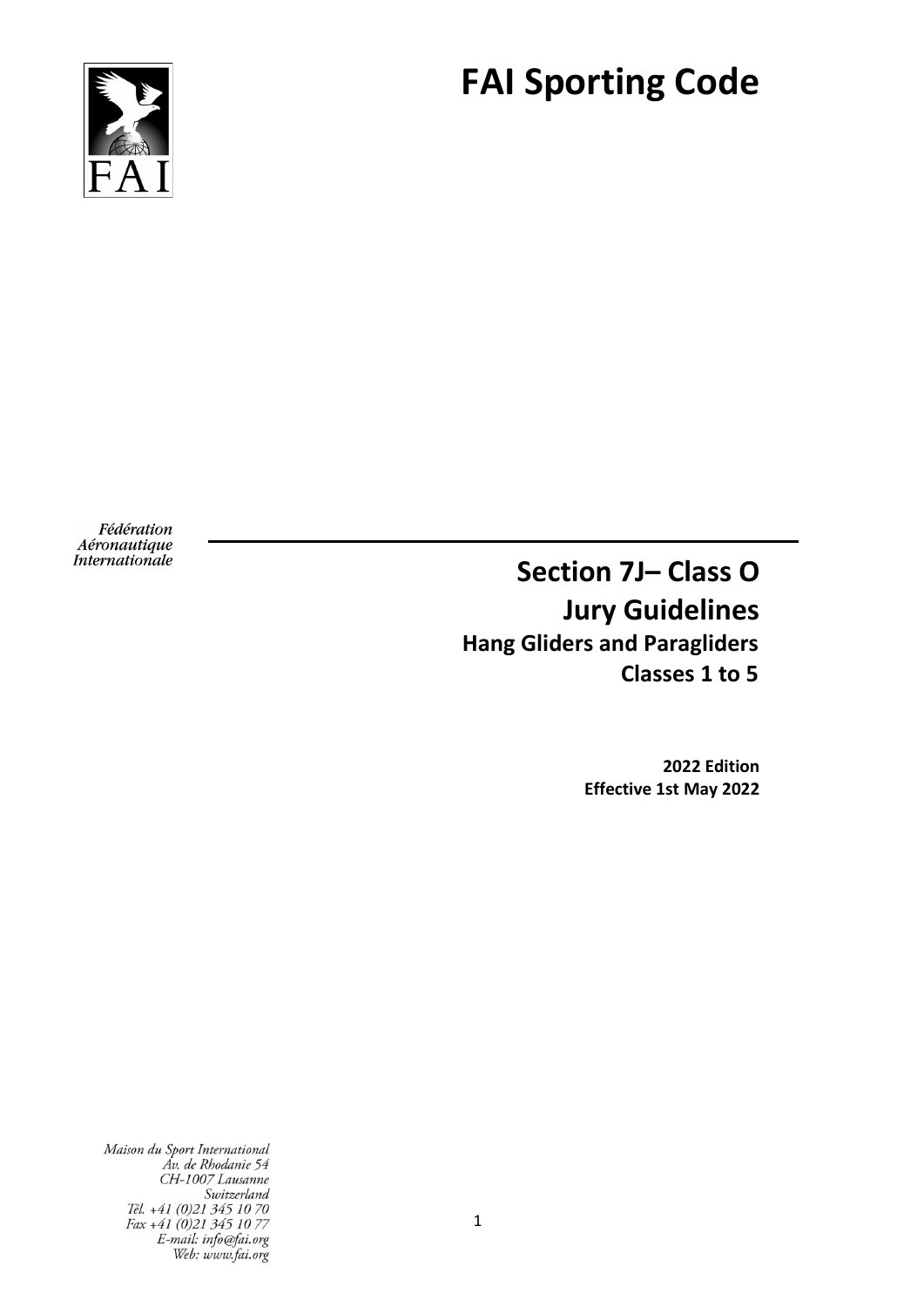# FAI Sporting Code

Fédération Aéronautique Internationale

## Section 7J– Class O
## Jury Guidelines
### Hang Gliders and Paragliders
### Classes 1 to 5

**2022 Edition**
**Effective 1st May 2022**

*Maison du Sport International*
*Av. de Rhodanie 54*
*CH-1007 Lausanne*
*Switzerland*
*Tél. +41 (0)21 345 10 70*
*Fax +41 (0)21 345 10 77*
*E-mail: info@fai.org*
*Web: www.fai.org*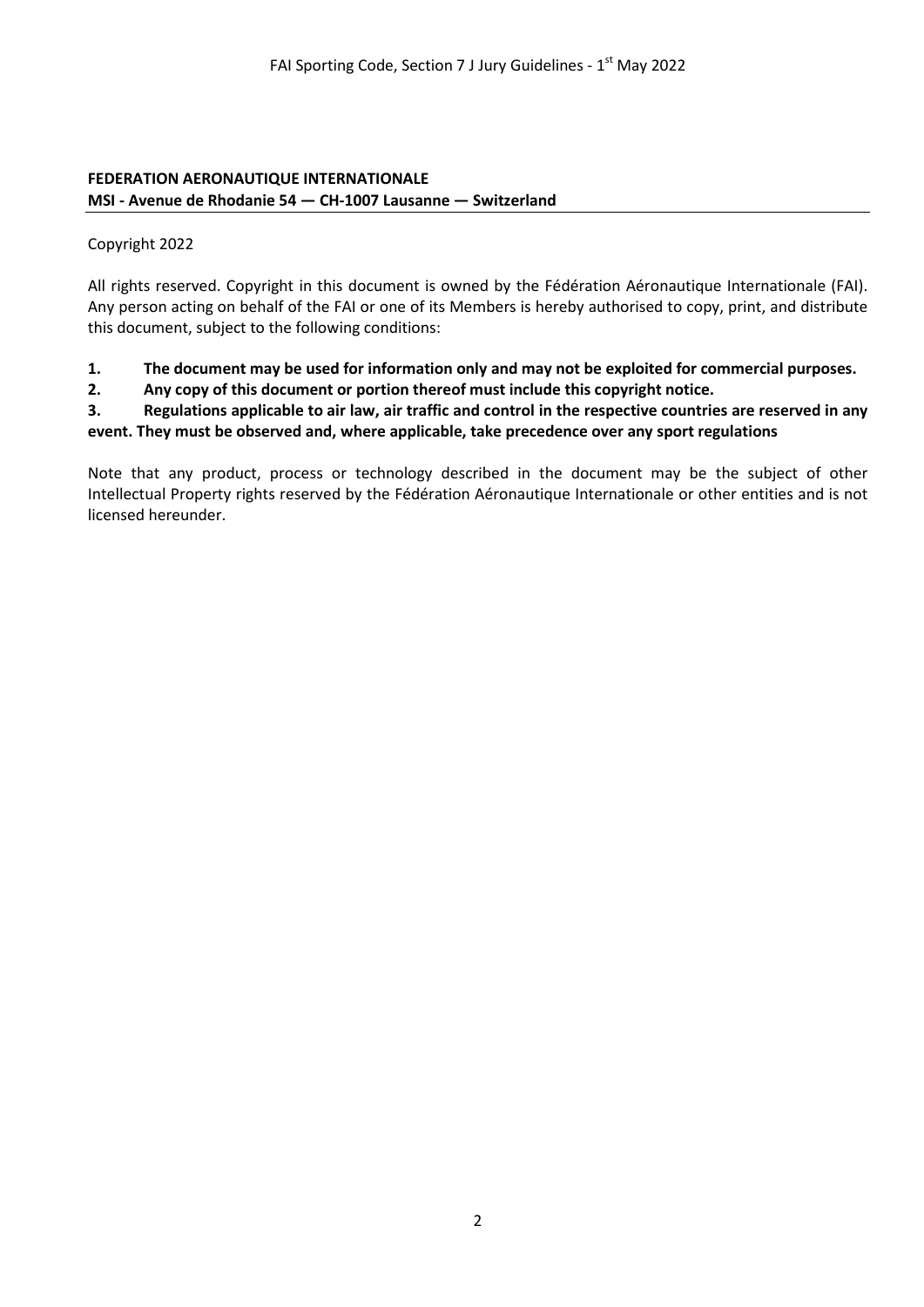**FEDERATION AERONAUTIQUE INTERNATIONALE**
**MSI - Avenue de Rhodanie 54 — CH-1007 Lausanne — Switzerland**

---

Copyright 2022

All rights reserved. Copyright in this document is owned by the Fédération Aéronautique Internationale (FAI). Any person acting on behalf of the FAI or one of its Members is hereby authorised to copy, print, and distribute this document, subject to the following conditions:

1. **The document may be used for information only and may not be exploited for commercial purposes.**
2. **Any copy of this document or portion thereof must include this copyright notice.**
3. **Regulations applicable to air law, air traffic and control in the respective countries are reserved in any event. They must be observed and, where applicable, take precedence over any sport regulations**

Note that any product, process or technology described in the document may be the subject of other Intellectual Property rights reserved by the Fédération Aéronautique Internationale or other entities and is not licensed hereunder.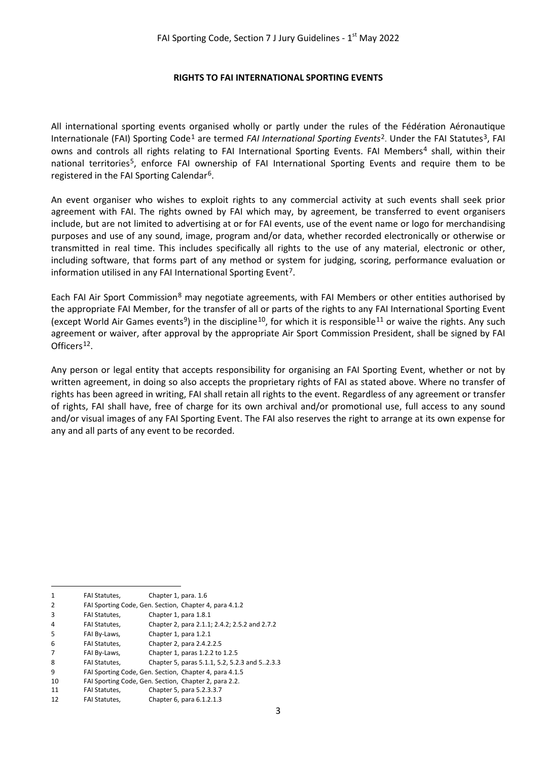## RIGHTS TO FAI INTERNATIONAL SPORTING EVENTS

All international sporting events organised wholly or partly under the rules of the Fédération Aéronautique Internationale (FAI) Sporting Code[1] are termed *FAI International Sporting Events*[2]. Under the FAI Statutes[3], FAI owns and controls all rights relating to FAI International Sporting Events. FAI Members[4] shall, within their national territories[5], enforce FAI ownership of FAI International Sporting Events and require them to be registered in the FAI Sporting Calendar[6].

An event organiser who wishes to exploit rights to any commercial activity at such events shall seek prior agreement with FAI. The rights owned by FAI which may, by agreement, be transferred to event organisers include, but are not limited to advertising at or for FAI events, use of the event name or logo for merchandising purposes and use of any sound, image, program and/or data, whether recorded electronically or otherwise or transmitted in real time. This includes specifically all rights to the use of any material, electronic or other, including software, that forms part of any method or system for judging, scoring, performance evaluation or information utilised in any FAI International Sporting Event[7].

Each FAI Air Sport Commission[8] may negotiate agreements, with FAI Members or other entities authorised by the appropriate FAI Member, for the transfer of all or parts of the rights to any FAI International Sporting Event (except World Air Games events[9]) in the discipline[10], for which it is responsible[11] or waive the rights. Any such agreement or waiver, after approval by the appropriate Air Sport Commission President, shall be signed by FAI Officers[12].

Any person or legal entity that accepts responsibility for organising an FAI Sporting Event, whether or not by written agreement, in doing so also accepts the proprietary rights of FAI as stated above. Where no transfer of rights has been agreed in writing, FAI shall retain all rights to the event. Regardless of any agreement or transfer of rights, FAI shall have, free of charge for its own archival and/or promotional use, full access to any sound and/or visual images of any FAI Sporting Event. The FAI also reserves the right to arrange at its own expense for any and all parts of any event to be recorded.

---

1 FAI Statutes, Chapter 1, para. 1.6
2 FAI Sporting Code, Gen. Section, Chapter 4, para 4.1.2
3 FAI Statutes, Chapter 1, para 1.8.1
4 FAI Statutes, Chapter 2, para 2.1.1; 2.4.2; 2.5.2 and 2.7.2
5 FAI By-Laws, Chapter 1, para 1.2.1
6 FAI Statutes, Chapter 2, para 2.4.2.2.5
7 FAI By-Laws, Chapter 1, paras 1.2.2 to 1.2.5
8 FAI Statutes, Chapter 5, paras 5.1.1, 5.2, 5.2.3 and 5..2.3.3
9 FAI Sporting Code, Gen. Section, Chapter 4, para 4.1.5
10 FAI Sporting Code, Gen. Section, Chapter 2, para 2.2.
11 FAI Statutes, Chapter 5, para 5.2.3.3.7
12 FAI Statutes, Chapter 6, para 6.1.2.1.3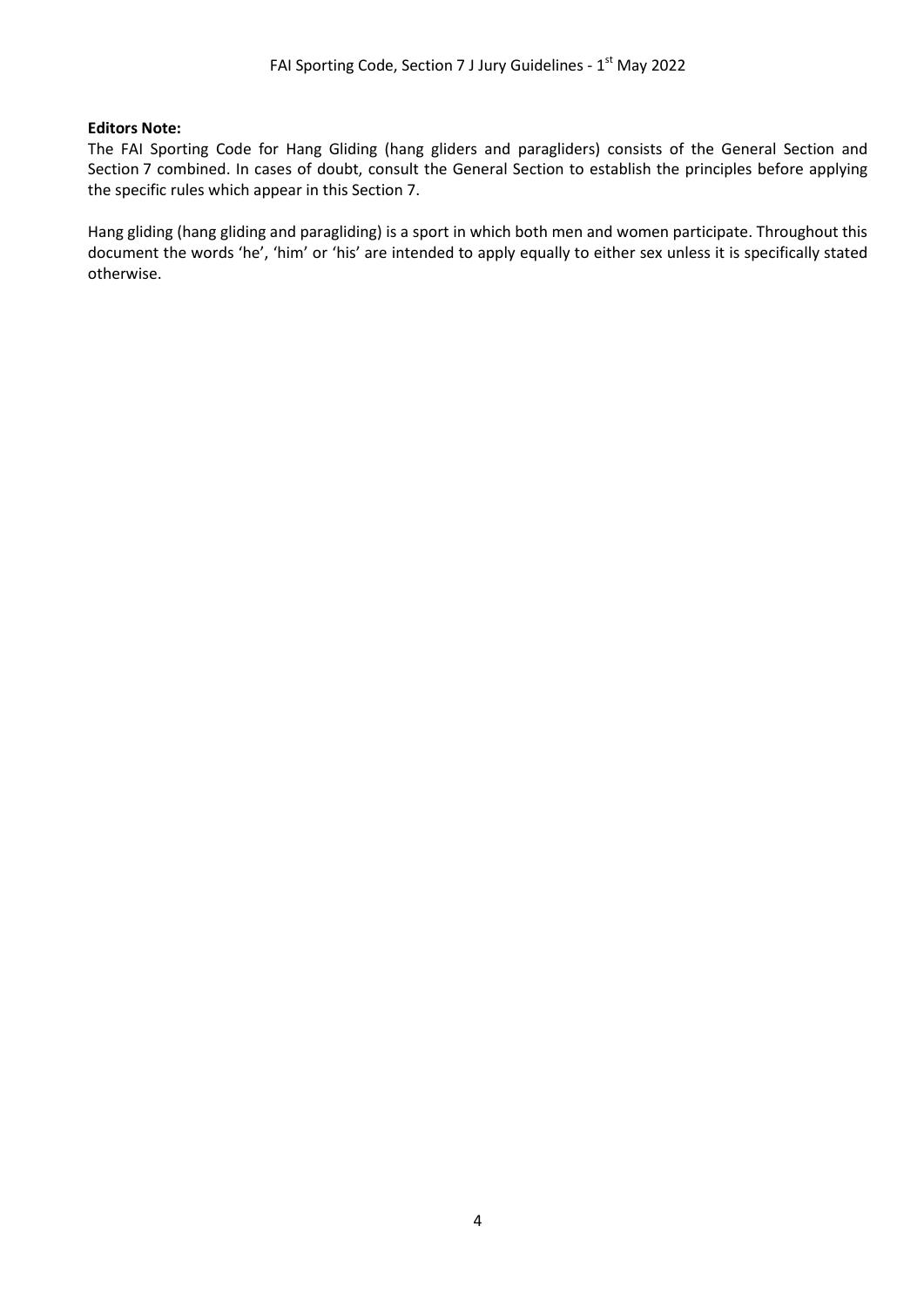**Editors Note:**

The FAI Sporting Code for Hang Gliding (hang gliders and paragliders) consists of the General Section and Section 7 combined. In cases of doubt, consult the General Section to establish the principles before applying the specific rules which appear in this Section 7.

Hang gliding (hang gliding and paragliding) is a sport in which both men and women participate. Throughout this document the words 'he', 'him' or 'his' are intended to apply equally to either sex unless it is specifically stated otherwise.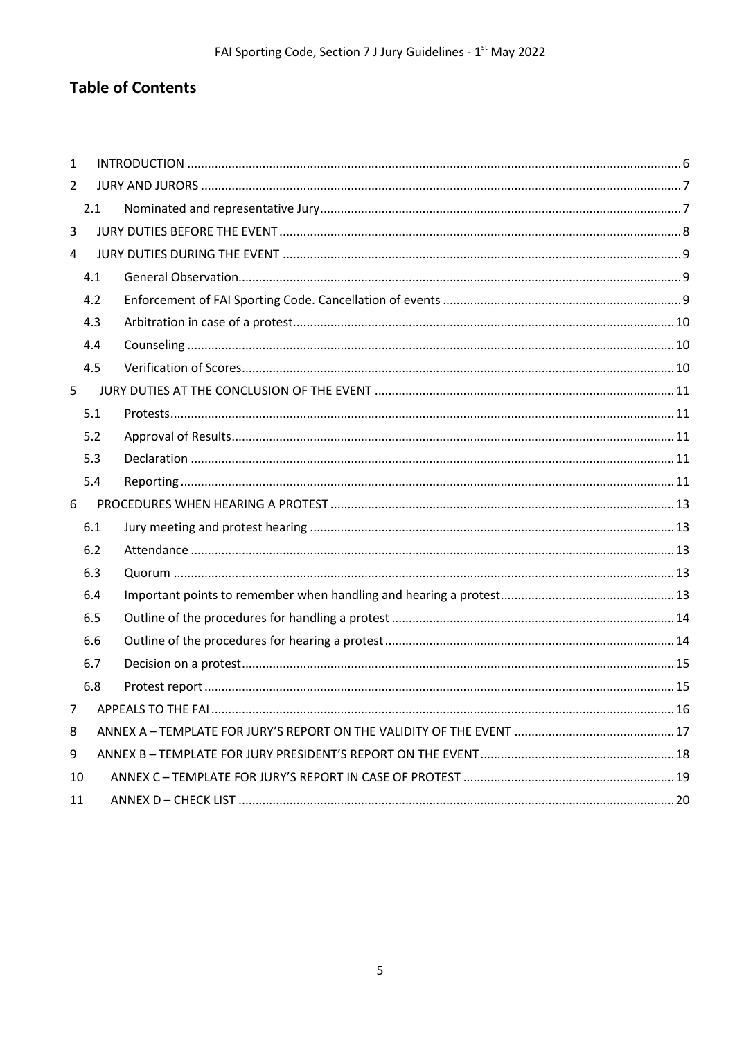## Table of Contents

1 INTRODUCTION ........ 6
2 JURY AND JURORS ........ 7
  2.1 Nominated and representative Jury ........ 7
3 JURY DUTIES BEFORE THE EVENT ........ 8
4 JURY DUTIES DURING THE EVENT ........ 9
  4.1 General Observation ........ 9
  4.2 Enforcement of FAI Sporting Code. Cancellation of events ........ 9
  4.3 Arbitration in case of a protest ........ 10
  4.4 Counseling ........ 10
  4.5 Verification of Scores ........ 10
5 JURY DUTIES AT THE CONCLUSION OF THE EVENT ........ 11
  5.1 Protests ........ 11
  5.2 Approval of Results ........ 11
  5.3 Declaration ........ 11
  5.4 Reporting ........ 11
6 PROCEDURES WHEN HEARING A PROTEST ........ 13
  6.1 Jury meeting and protest hearing ........ 13
  6.2 Attendance ........ 13
  6.3 Quorum ........ 13
  6.4 Important points to remember when handling and hearing a protest ........ 13
  6.5 Outline of the procedures for handling a protest ........ 14
  6.6 Outline of the procedures for hearing a protest ........ 14
  6.7 Decision on a protest ........ 15
  6.8 Protest report ........ 15
7 APPEALS TO THE FAI ........ 16
8 ANNEX A – TEMPLATE FOR JURY'S REPORT ON THE VALIDITY OF THE EVENT ........ 17
9 ANNEX B – TEMPLATE FOR JURY PRESIDENT'S REPORT ON THE EVENT ........ 18
10 ANNEX C – TEMPLATE FOR JURY'S REPORT IN CASE OF PROTEST ........ 19
11 ANNEX D – CHECK LIST ........ 20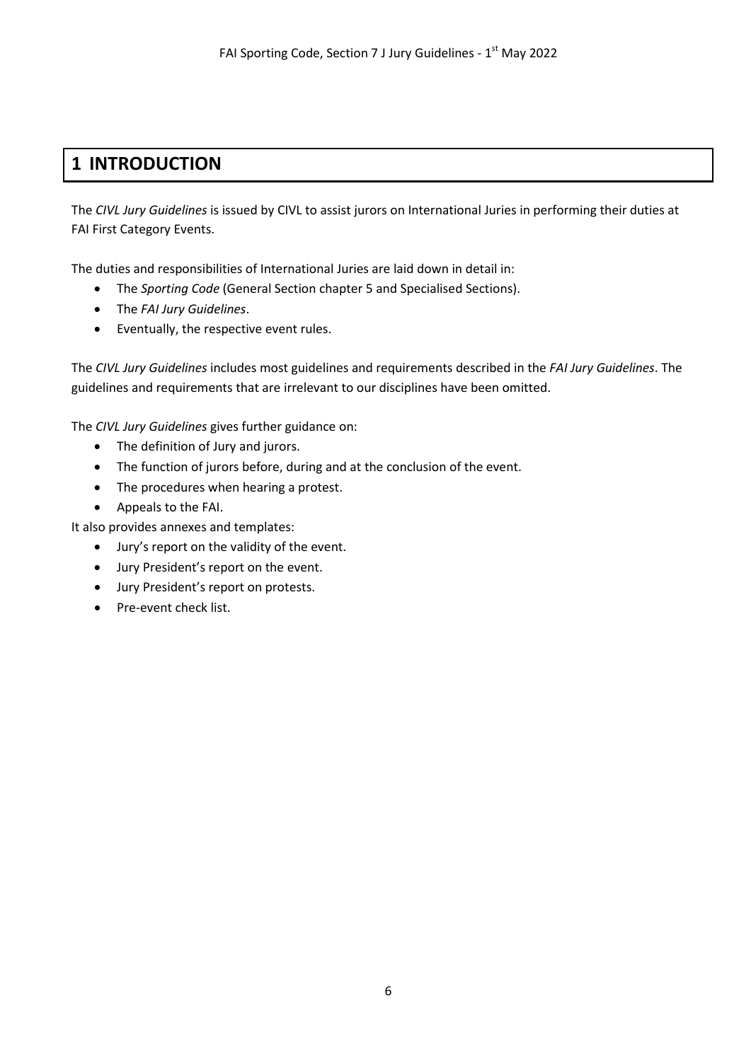# 1 INTRODUCTION

The *CIVL Jury Guidelines* is issued by CIVL to assist jurors on International Juries in performing their duties at FAI First Category Events.

The duties and responsibilities of International Juries are laid down in detail in:

- The *Sporting Code* (General Section chapter 5 and Specialised Sections).
- The *FAI Jury Guidelines*.
- Eventually, the respective event rules.

The *CIVL Jury Guidelines* includes most guidelines and requirements described in the *FAI Jury Guidelines*. The guidelines and requirements that are irrelevant to our disciplines have been omitted.

The *CIVL Jury Guidelines* gives further guidance on:

- The definition of Jury and jurors.
- The function of jurors before, during and at the conclusion of the event.
- The procedures when hearing a protest.
- Appeals to the FAI.

It also provides annexes and templates:

- Jury's report on the validity of the event.
- Jury President's report on the event.
- Jury President's report on protests.
- Pre-event check list.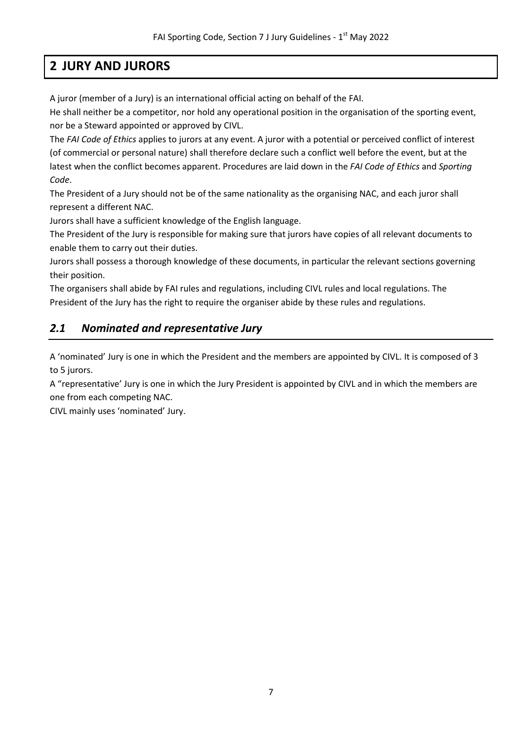# 2 JURY AND JURORS

A juror (member of a Jury) is an international official acting on behalf of the FAI.

He shall neither be a competitor, nor hold any operational position in the organisation of the sporting event, nor be a Steward appointed or approved by CIVL.

The *FAI Code of Ethics* applies to jurors at any event. A juror with a potential or perceived conflict of interest (of commercial or personal nature) shall therefore declare such a conflict well before the event, but at the latest when the conflict becomes apparent. Procedures are laid down in the *FAI Code of Ethics* and *Sporting Code*.

The President of a Jury should not be of the same nationality as the organising NAC, and each juror shall represent a different NAC.

Jurors shall have a sufficient knowledge of the English language.

The President of the Jury is responsible for making sure that jurors have copies of all relevant documents to enable them to carry out their duties.

Jurors shall possess a thorough knowledge of these documents, in particular the relevant sections governing their position.

The organisers shall abide by FAI rules and regulations, including CIVL rules and local regulations. The President of the Jury has the right to require the organiser abide by these rules and regulations.

## *2.1 Nominated and representative Jury*

A 'nominated' Jury is one in which the President and the members are appointed by CIVL. It is composed of 3 to 5 jurors.

A "representative' Jury is one in which the Jury President is appointed by CIVL and in which the members are one from each competing NAC.

CIVL mainly uses 'nominated' Jury.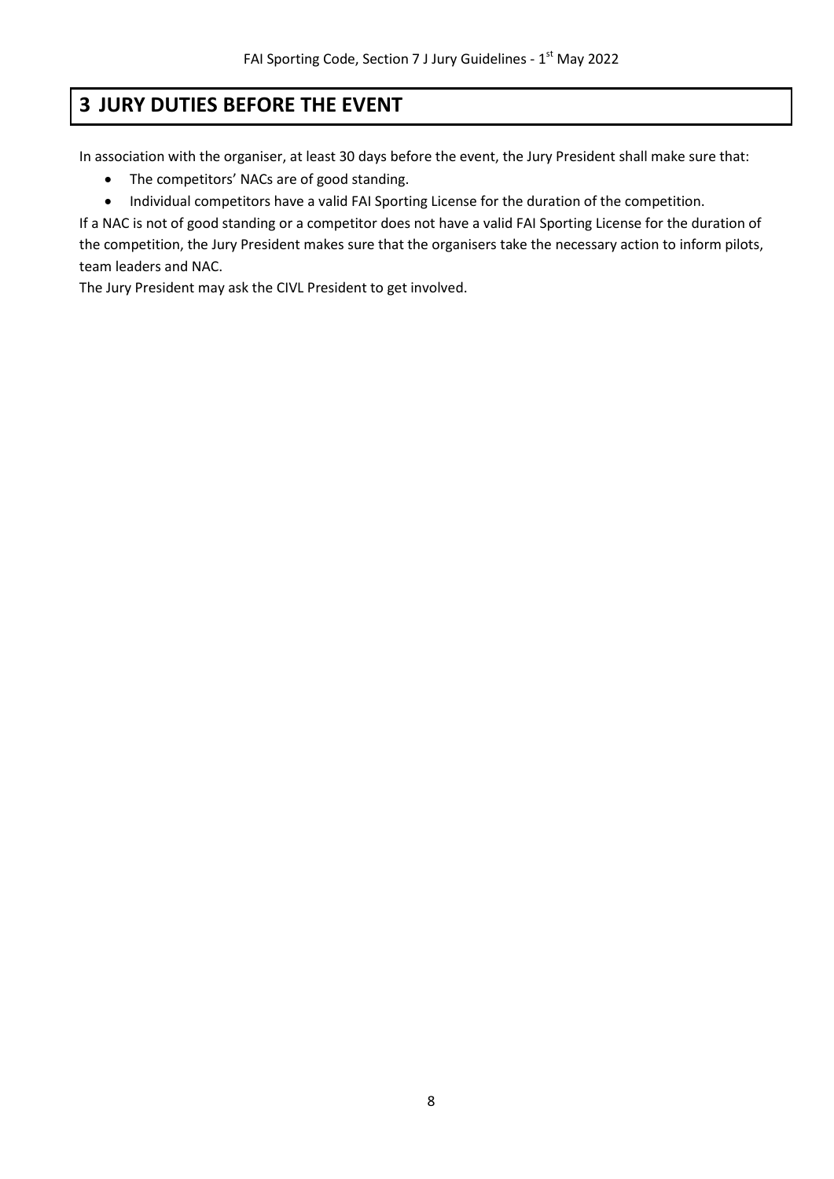# 3 JURY DUTIES BEFORE THE EVENT

In association with the organiser, at least 30 days before the event, the Jury President shall make sure that:

- The competitors' NACs are of good standing.
- Individual competitors have a valid FAI Sporting License for the duration of the competition.

If a NAC is not of good standing or a competitor does not have a valid FAI Sporting License for the duration of the competition, the Jury President makes sure that the organisers take the necessary action to inform pilots, team leaders and NAC.

The Jury President may ask the CIVL President to get involved.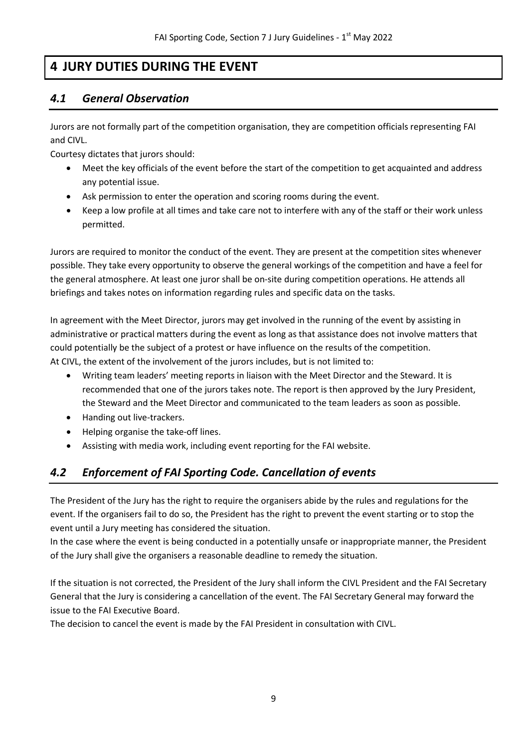# 4 JURY DUTIES DURING THE EVENT

## *4.1 General Observation*

Jurors are not formally part of the competition organisation, they are competition officials representing FAI and CIVL.

Courtesy dictates that jurors should:

- Meet the key officials of the event before the start of the competition to get acquainted and address any potential issue.
- Ask permission to enter the operation and scoring rooms during the event.
- Keep a low profile at all times and take care not to interfere with any of the staff or their work unless permitted.

Jurors are required to monitor the conduct of the event. They are present at the competition sites whenever possible. They take every opportunity to observe the general workings of the competition and have a feel for the general atmosphere. At least one juror shall be on-site during competition operations. He attends all briefings and takes notes on information regarding rules and specific data on the tasks.

In agreement with the Meet Director, jurors may get involved in the running of the event by assisting in administrative or practical matters during the event as long as that assistance does not involve matters that could potentially be the subject of a protest or have influence on the results of the competition.

At CIVL, the extent of the involvement of the jurors includes, but is not limited to:

- Writing team leaders' meeting reports in liaison with the Meet Director and the Steward. It is recommended that one of the jurors takes note. The report is then approved by the Jury President, the Steward and the Meet Director and communicated to the team leaders as soon as possible.
- Handing out live-trackers.
- Helping organise the take-off lines.
- Assisting with media work, including event reporting for the FAI website.

## *4.2 Enforcement of FAI Sporting Code. Cancellation of events*

The President of the Jury has the right to require the organisers abide by the rules and regulations for the event. If the organisers fail to do so, the President has the right to prevent the event starting or to stop the event until a Jury meeting has considered the situation.

In the case where the event is being conducted in a potentially unsafe or inappropriate manner, the President of the Jury shall give the organisers a reasonable deadline to remedy the situation.

If the situation is not corrected, the President of the Jury shall inform the CIVL President and the FAI Secretary General that the Jury is considering a cancellation of the event. The FAI Secretary General may forward the issue to the FAI Executive Board.

The decision to cancel the event is made by the FAI President in consultation with CIVL.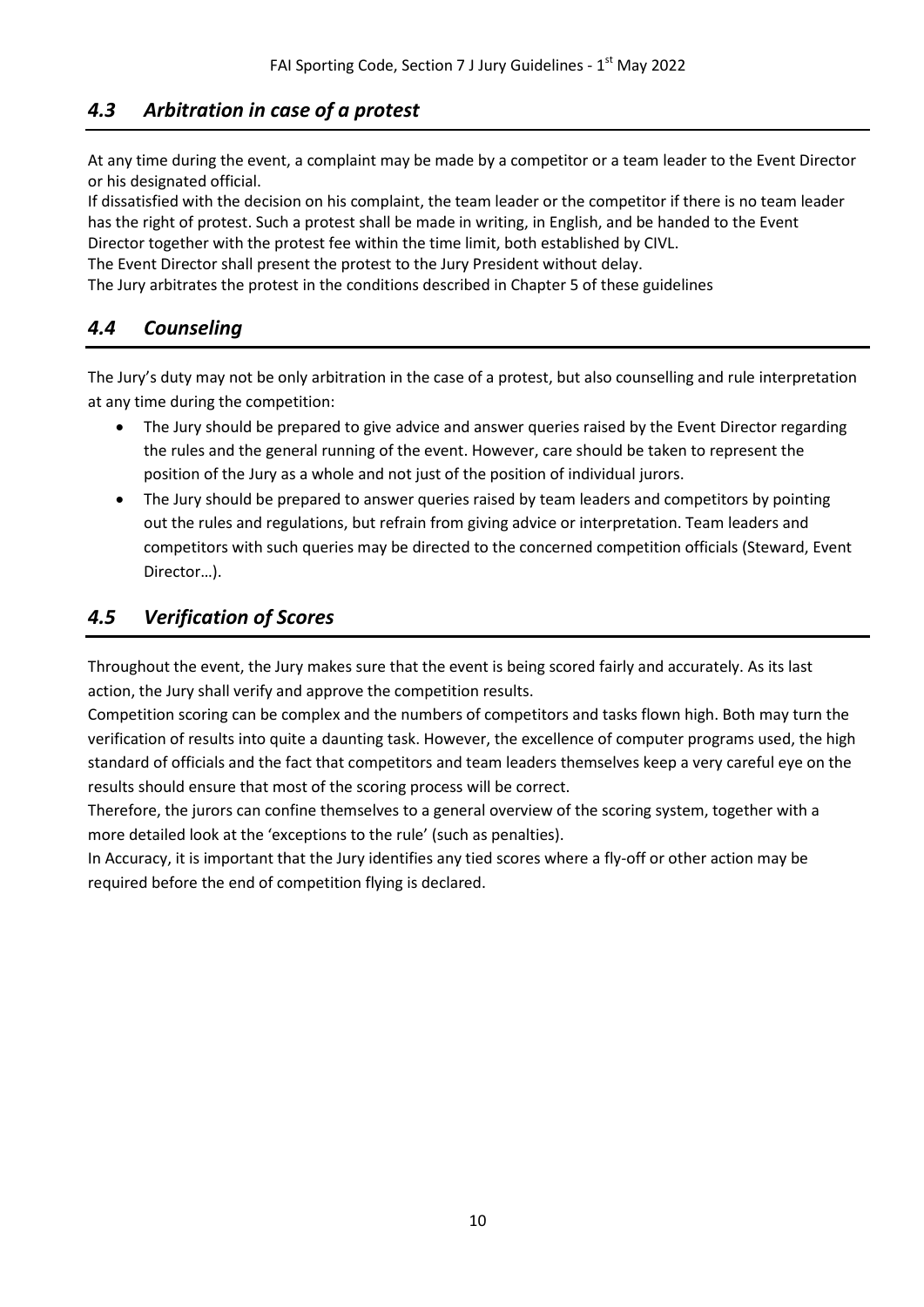## *4.3 Arbitration in case of a protest*

At any time during the event, a complaint may be made by a competitor or a team leader to the Event Director or his designated official.

If dissatisfied with the decision on his complaint, the team leader or the competitor if there is no team leader has the right of protest. Such a protest shall be made in writing, in English, and be handed to the Event Director together with the protest fee within the time limit, both established by CIVL.

The Event Director shall present the protest to the Jury President without delay.

The Jury arbitrates the protest in the conditions described in Chapter 5 of these guidelines

## *4.4 Counseling*

The Jury's duty may not be only arbitration in the case of a protest, but also counselling and rule interpretation at any time during the competition:

- The Jury should be prepared to give advice and answer queries raised by the Event Director regarding the rules and the general running of the event. However, care should be taken to represent the position of the Jury as a whole and not just of the position of individual jurors.
- The Jury should be prepared to answer queries raised by team leaders and competitors by pointing out the rules and regulations, but refrain from giving advice or interpretation. Team leaders and competitors with such queries may be directed to the concerned competition officials (Steward, Event Director…).

## *4.5 Verification of Scores*

Throughout the event, the Jury makes sure that the event is being scored fairly and accurately. As its last action, the Jury shall verify and approve the competition results.

Competition scoring can be complex and the numbers of competitors and tasks flown high. Both may turn the verification of results into quite a daunting task. However, the excellence of computer programs used, the high standard of officials and the fact that competitors and team leaders themselves keep a very careful eye on the results should ensure that most of the scoring process will be correct.

Therefore, the jurors can confine themselves to a general overview of the scoring system, together with a more detailed look at the 'exceptions to the rule' (such as penalties).

In Accuracy, it is important that the Jury identifies any tied scores where a fly-off or other action may be required before the end of competition flying is declared.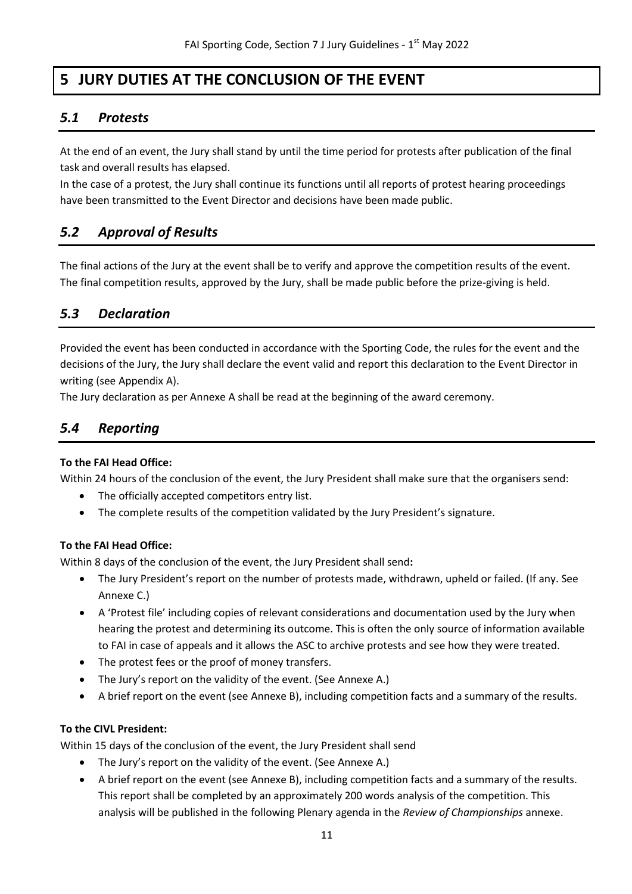# 5 JURY DUTIES AT THE CONCLUSION OF THE EVENT

## *5.1 Protests*

At the end of an event, the Jury shall stand by until the time period for protests after publication of the final task and overall results has elapsed.
In the case of a protest, the Jury shall continue its functions until all reports of protest hearing proceedings have been transmitted to the Event Director and decisions have been made public.

## *5.2 Approval of Results*

The final actions of the Jury at the event shall be to verify and approve the competition results of the event. The final competition results, approved by the Jury, shall be made public before the prize-giving is held.

## *5.3 Declaration*

Provided the event has been conducted in accordance with the Sporting Code, the rules for the event and the decisions of the Jury, the Jury shall declare the event valid and report this declaration to the Event Director in writing (see Appendix A).
The Jury declaration as per Annexe A shall be read at the beginning of the award ceremony.

## *5.4 Reporting*

**To the FAI Head Office:**

Within 24 hours of the conclusion of the event, the Jury President shall make sure that the organisers send:

- The officially accepted competitors entry list.
- The complete results of the competition validated by the Jury President's signature.

**To the FAI Head Office:**

Within 8 days of the conclusion of the event, the Jury President shall send**:**

- The Jury President's report on the number of protests made, withdrawn, upheld or failed. (If any. See Annexe C.)
- A 'Protest file' including copies of relevant considerations and documentation used by the Jury when hearing the protest and determining its outcome. This is often the only source of information available to FAI in case of appeals and it allows the ASC to archive protests and see how they were treated.
- The protest fees or the proof of money transfers.
- The Jury's report on the validity of the event. (See Annexe A.)
- A brief report on the event (see Annexe B), including competition facts and a summary of the results.

**To the CIVL President:**

Within 15 days of the conclusion of the event, the Jury President shall send

- The Jury's report on the validity of the event. (See Annexe A.)
- A brief report on the event (see Annexe B), including competition facts and a summary of the results. This report shall be completed by an approximately 200 words analysis of the competition. This analysis will be published in the following Plenary agenda in the *Review of Championships* annexe.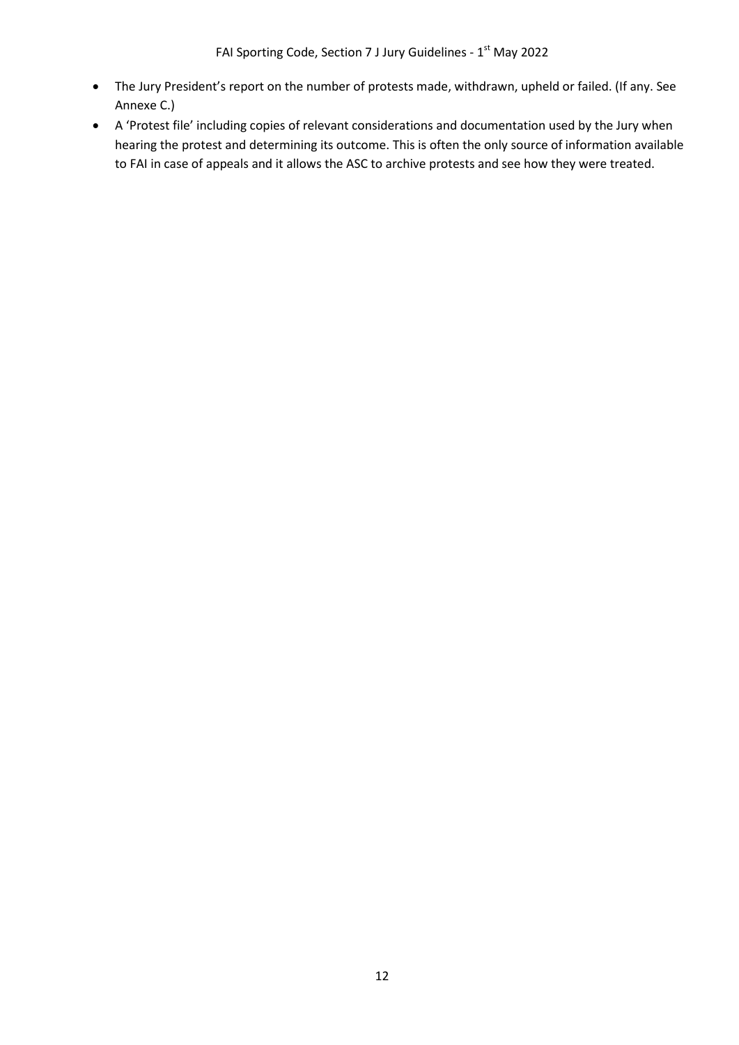- The Jury President's report on the number of protests made, withdrawn, upheld or failed. (If any. See Annexe C.)
- A 'Protest file' including copies of relevant considerations and documentation used by the Jury when hearing the protest and determining its outcome. This is often the only source of information available to FAI in case of appeals and it allows the ASC to archive protests and see how they were treated.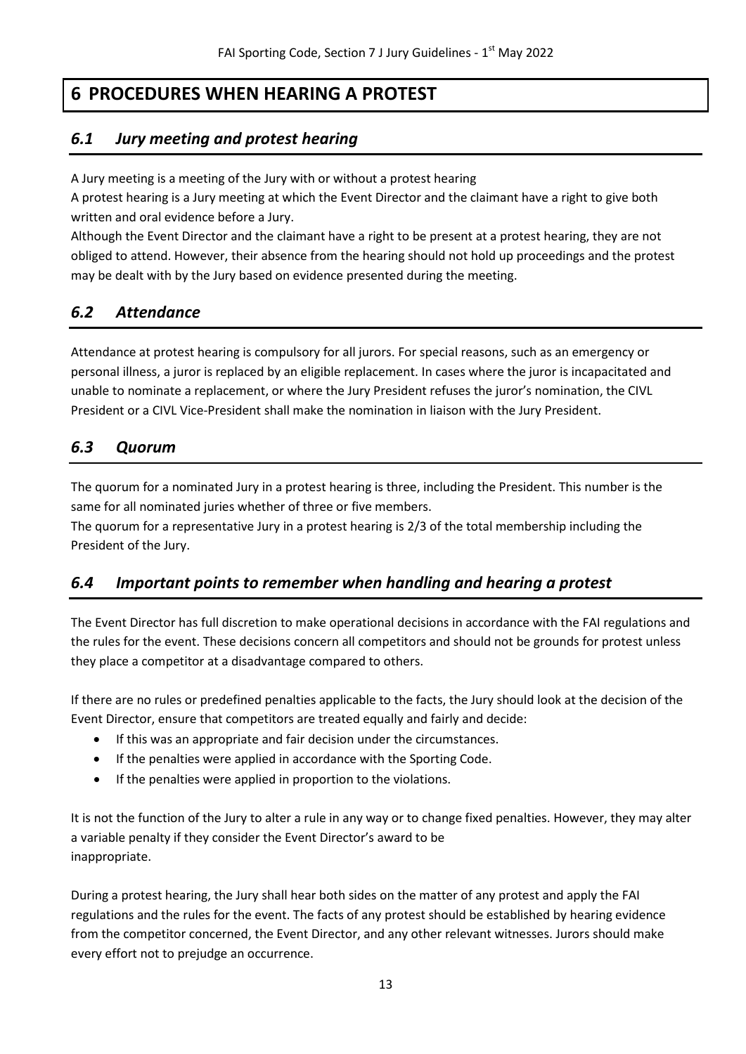# 6 PROCEDURES WHEN HEARING A PROTEST

## *6.1 Jury meeting and protest hearing*

A Jury meeting is a meeting of the Jury with or without a protest hearing

A protest hearing is a Jury meeting at which the Event Director and the claimant have a right to give both written and oral evidence before a Jury.

Although the Event Director and the claimant have a right to be present at a protest hearing, they are not obliged to attend. However, their absence from the hearing should not hold up proceedings and the protest may be dealt with by the Jury based on evidence presented during the meeting.

## *6.2 Attendance*

Attendance at protest hearing is compulsory for all jurors. For special reasons, such as an emergency or personal illness, a juror is replaced by an eligible replacement. In cases where the juror is incapacitated and unable to nominate a replacement, or where the Jury President refuses the juror's nomination, the CIVL President or a CIVL Vice-President shall make the nomination in liaison with the Jury President.

## *6.3 Quorum*

The quorum for a nominated Jury in a protest hearing is three, including the President. This number is the same for all nominated juries whether of three or five members.

The quorum for a representative Jury in a protest hearing is 2/3 of the total membership including the President of the Jury.

## *6.4 Important points to remember when handling and hearing a protest*

The Event Director has full discretion to make operational decisions in accordance with the FAI regulations and the rules for the event. These decisions concern all competitors and should not be grounds for protest unless they place a competitor at a disadvantage compared to others.

If there are no rules or predefined penalties applicable to the facts, the Jury should look at the decision of the Event Director, ensure that competitors are treated equally and fairly and decide:

- If this was an appropriate and fair decision under the circumstances.
- If the penalties were applied in accordance with the Sporting Code.
- If the penalties were applied in proportion to the violations.

It is not the function of the Jury to alter a rule in any way or to change fixed penalties. However, they may alter a variable penalty if they consider the Event Director's award to be inappropriate.

During a protest hearing, the Jury shall hear both sides on the matter of any protest and apply the FAI regulations and the rules for the event. The facts of any protest should be established by hearing evidence from the competitor concerned, the Event Director, and any other relevant witnesses. Jurors should make every effort not to prejudge an occurrence.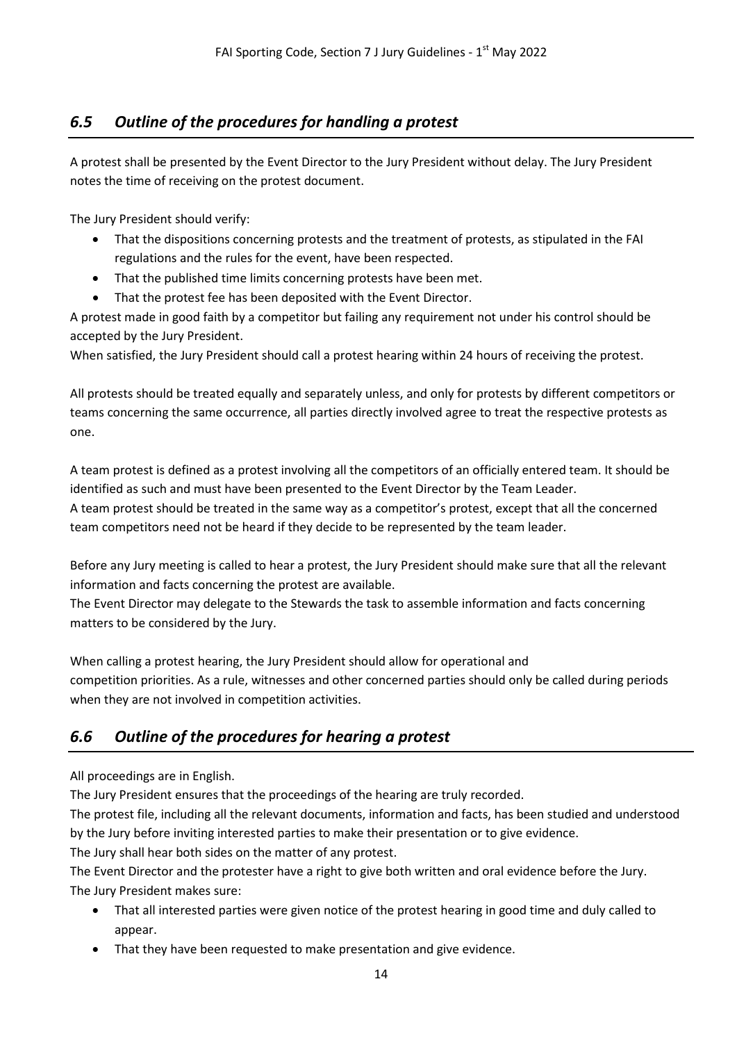## *6.5 Outline of the procedures for handling a protest*

A protest shall be presented by the Event Director to the Jury President without delay. The Jury President notes the time of receiving on the protest document.

The Jury President should verify:

- That the dispositions concerning protests and the treatment of protests, as stipulated in the FAI regulations and the rules for the event, have been respected.
- That the published time limits concerning protests have been met.
- That the protest fee has been deposited with the Event Director.

A protest made in good faith by a competitor but failing any requirement not under his control should be accepted by the Jury President.

When satisfied, the Jury President should call a protest hearing within 24 hours of receiving the protest.

All protests should be treated equally and separately unless, and only for protests by different competitors or teams concerning the same occurrence, all parties directly involved agree to treat the respective protests as one.

A team protest is defined as a protest involving all the competitors of an officially entered team. It should be identified as such and must have been presented to the Event Director by the Team Leader.

A team protest should be treated in the same way as a competitor's protest, except that all the concerned team competitors need not be heard if they decide to be represented by the team leader.

Before any Jury meeting is called to hear a protest, the Jury President should make sure that all the relevant information and facts concerning the protest are available.

The Event Director may delegate to the Stewards the task to assemble information and facts concerning matters to be considered by the Jury.

When calling a protest hearing, the Jury President should allow for operational and competition priorities. As a rule, witnesses and other concerned parties should only be called during periods when they are not involved in competition activities.

## *6.6 Outline of the procedures for hearing a protest*

All proceedings are in English.

The Jury President ensures that the proceedings of the hearing are truly recorded.

The protest file, including all the relevant documents, information and facts, has been studied and understood by the Jury before inviting interested parties to make their presentation or to give evidence.

The Jury shall hear both sides on the matter of any protest.

The Event Director and the protester have a right to give both written and oral evidence before the Jury.

The Jury President makes sure:

- That all interested parties were given notice of the protest hearing in good time and duly called to appear.
- That they have been requested to make presentation and give evidence.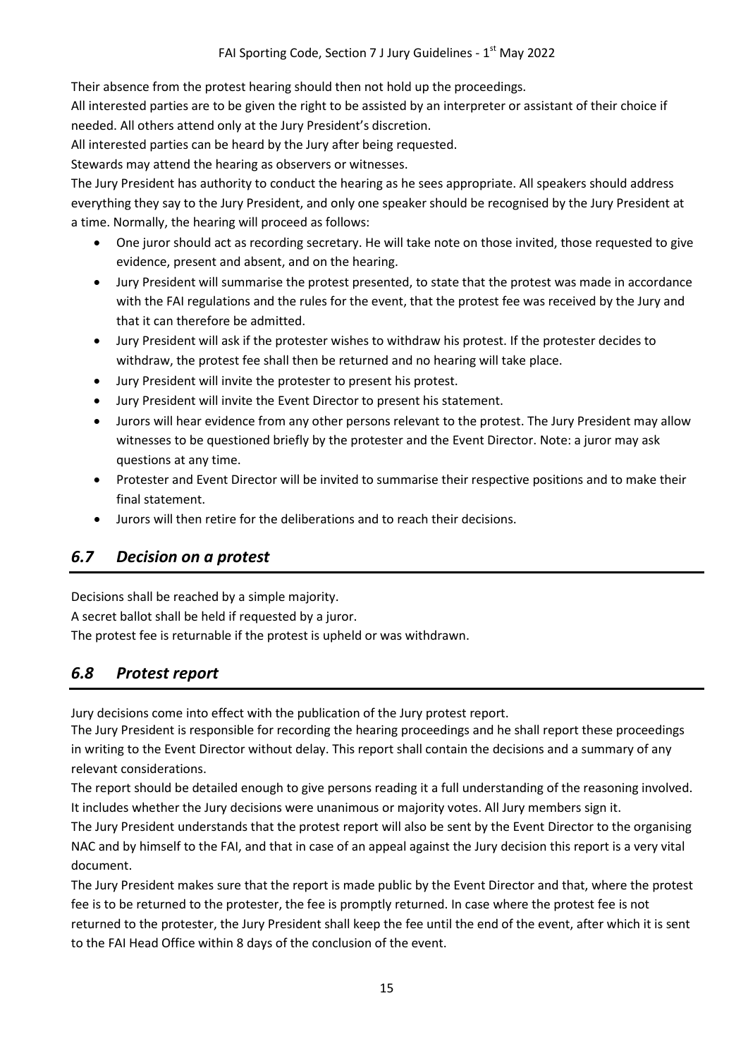Their absence from the protest hearing should then not hold up the proceedings.

All interested parties are to be given the right to be assisted by an interpreter or assistant of their choice if needed. All others attend only at the Jury President's discretion.

All interested parties can be heard by the Jury after being requested.

Stewards may attend the hearing as observers or witnesses.

The Jury President has authority to conduct the hearing as he sees appropriate. All speakers should address everything they say to the Jury President, and only one speaker should be recognised by the Jury President at a time. Normally, the hearing will proceed as follows:

- One juror should act as recording secretary. He will take note on those invited, those requested to give evidence, present and absent, and on the hearing.
- Jury President will summarise the protest presented, to state that the protest was made in accordance with the FAI regulations and the rules for the event, that the protest fee was received by the Jury and that it can therefore be admitted.
- Jury President will ask if the protester wishes to withdraw his protest. If the protester decides to withdraw, the protest fee shall then be returned and no hearing will take place.
- Jury President will invite the protester to present his protest.
- Jury President will invite the Event Director to present his statement.
- Jurors will hear evidence from any other persons relevant to the protest. The Jury President may allow witnesses to be questioned briefly by the protester and the Event Director. Note: a juror may ask questions at any time.
- Protester and Event Director will be invited to summarise their respective positions and to make their final statement.
- Jurors will then retire for the deliberations and to reach their decisions.

## *6.7 Decision on a protest*

Decisions shall be reached by a simple majority.

A secret ballot shall be held if requested by a juror.

The protest fee is returnable if the protest is upheld or was withdrawn.

## *6.8 Protest report*

Jury decisions come into effect with the publication of the Jury protest report.

The Jury President is responsible for recording the hearing proceedings and he shall report these proceedings in writing to the Event Director without delay. This report shall contain the decisions and a summary of any relevant considerations.

The report should be detailed enough to give persons reading it a full understanding of the reasoning involved. It includes whether the Jury decisions were unanimous or majority votes. All Jury members sign it.

The Jury President understands that the protest report will also be sent by the Event Director to the organising NAC and by himself to the FAI, and that in case of an appeal against the Jury decision this report is a very vital document.

The Jury President makes sure that the report is made public by the Event Director and that, where the protest fee is to be returned to the protester, the fee is promptly returned. In case where the protest fee is not returned to the protester, the Jury President shall keep the fee until the end of the event, after which it is sent to the FAI Head Office within 8 days of the conclusion of the event.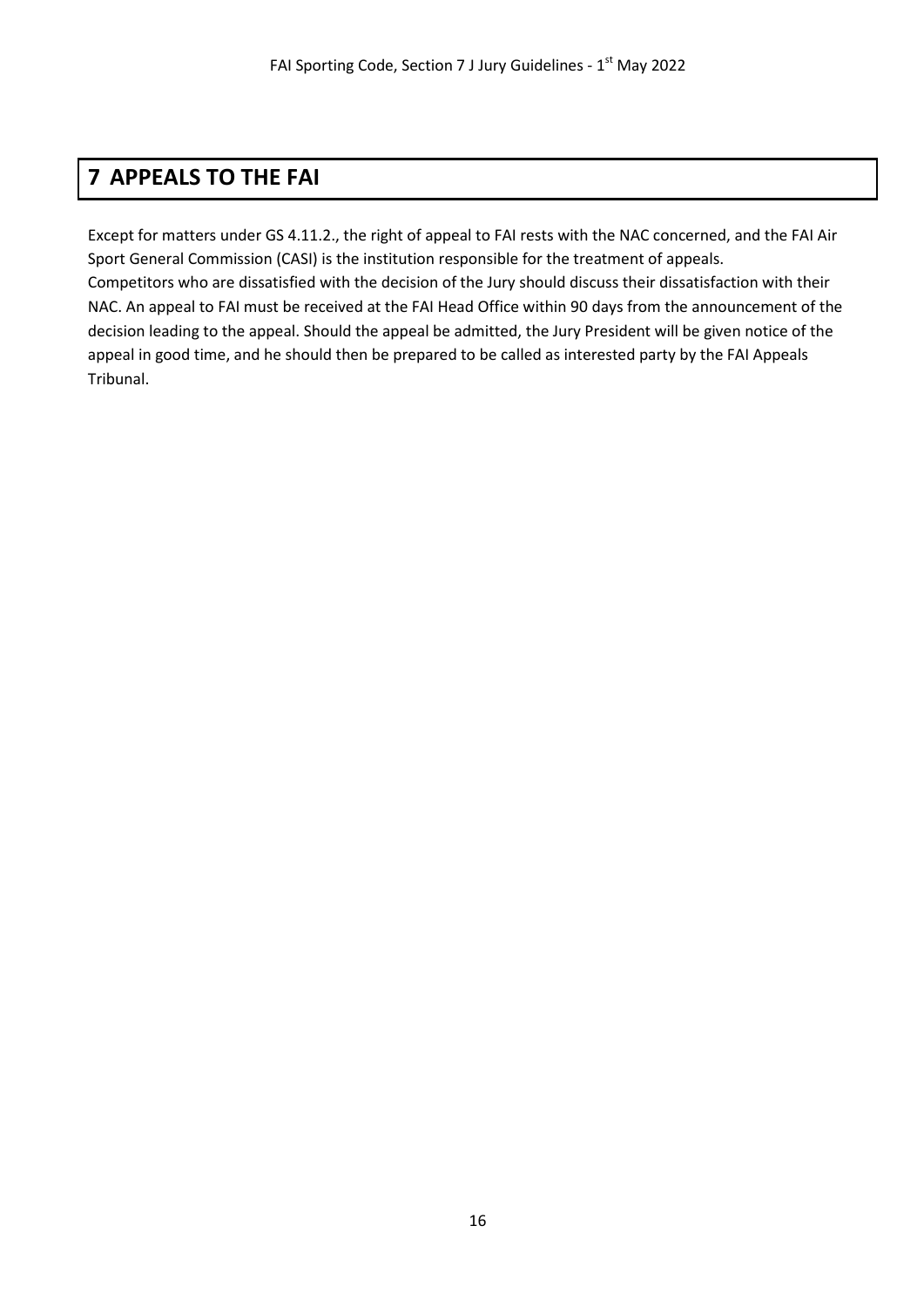# 7 APPEALS TO THE FAI

Except for matters under GS 4.11.2., the right of appeal to FAI rests with the NAC concerned, and the FAI Air Sport General Commission (CASI) is the institution responsible for the treatment of appeals.
Competitors who are dissatisfied with the decision of the Jury should discuss their dissatisfaction with their NAC. An appeal to FAI must be received at the FAI Head Office within 90 days from the announcement of the decision leading to the appeal. Should the appeal be admitted, the Jury President will be given notice of the appeal in good time, and he should then be prepared to be called as interested party by the FAI Appeals Tribunal.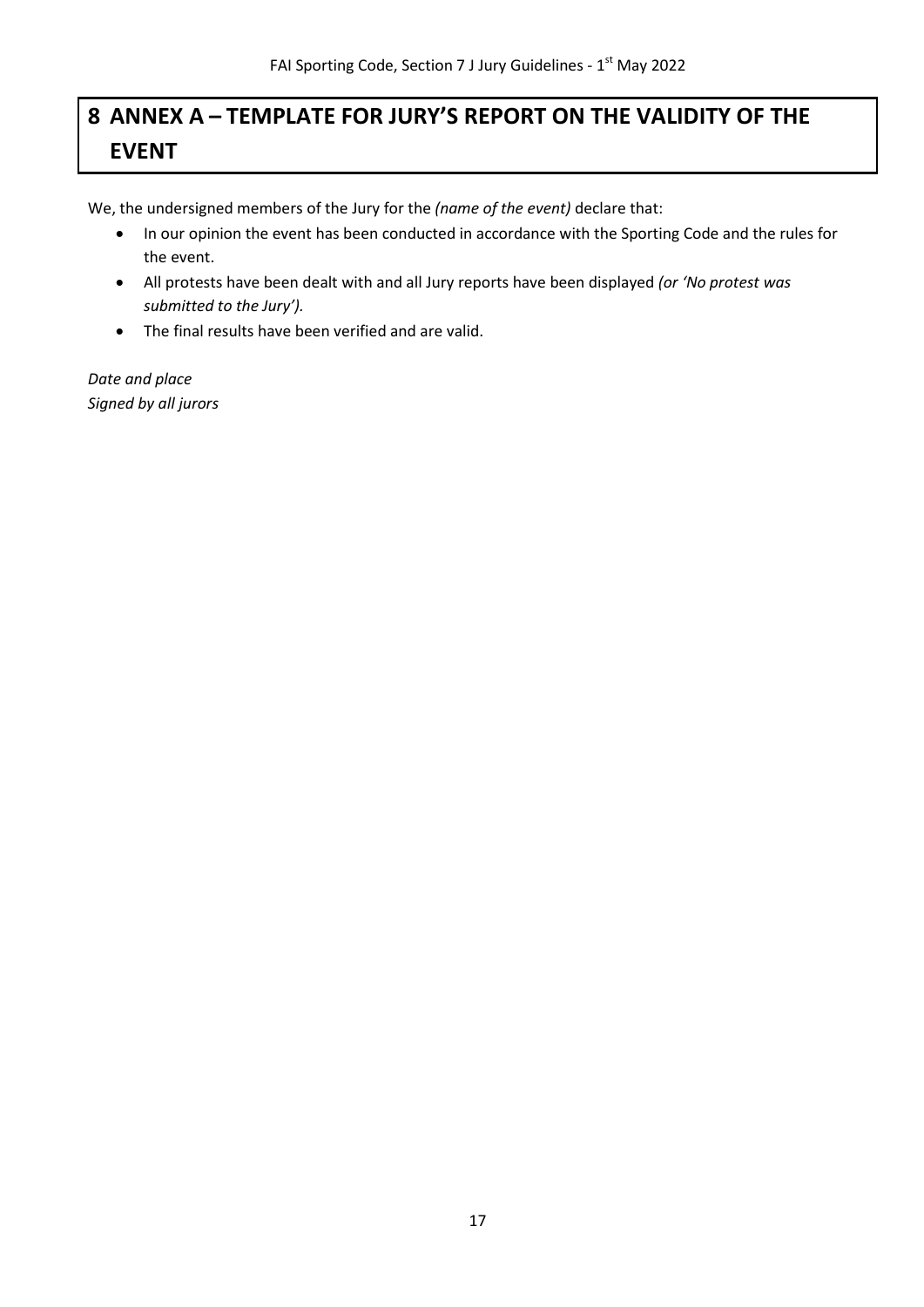# 8 ANNEX A – TEMPLATE FOR JURY'S REPORT ON THE VALIDITY OF THE EVENT

We, the undersigned members of the Jury for the *(name of the event)* declare that:

- In our opinion the event has been conducted in accordance with the Sporting Code and the rules for the event.
- All protests have been dealt with and all Jury reports have been displayed *(or 'No protest was submitted to the Jury').*
- The final results have been verified and are valid.

*Date and place*
*Signed by all jurors*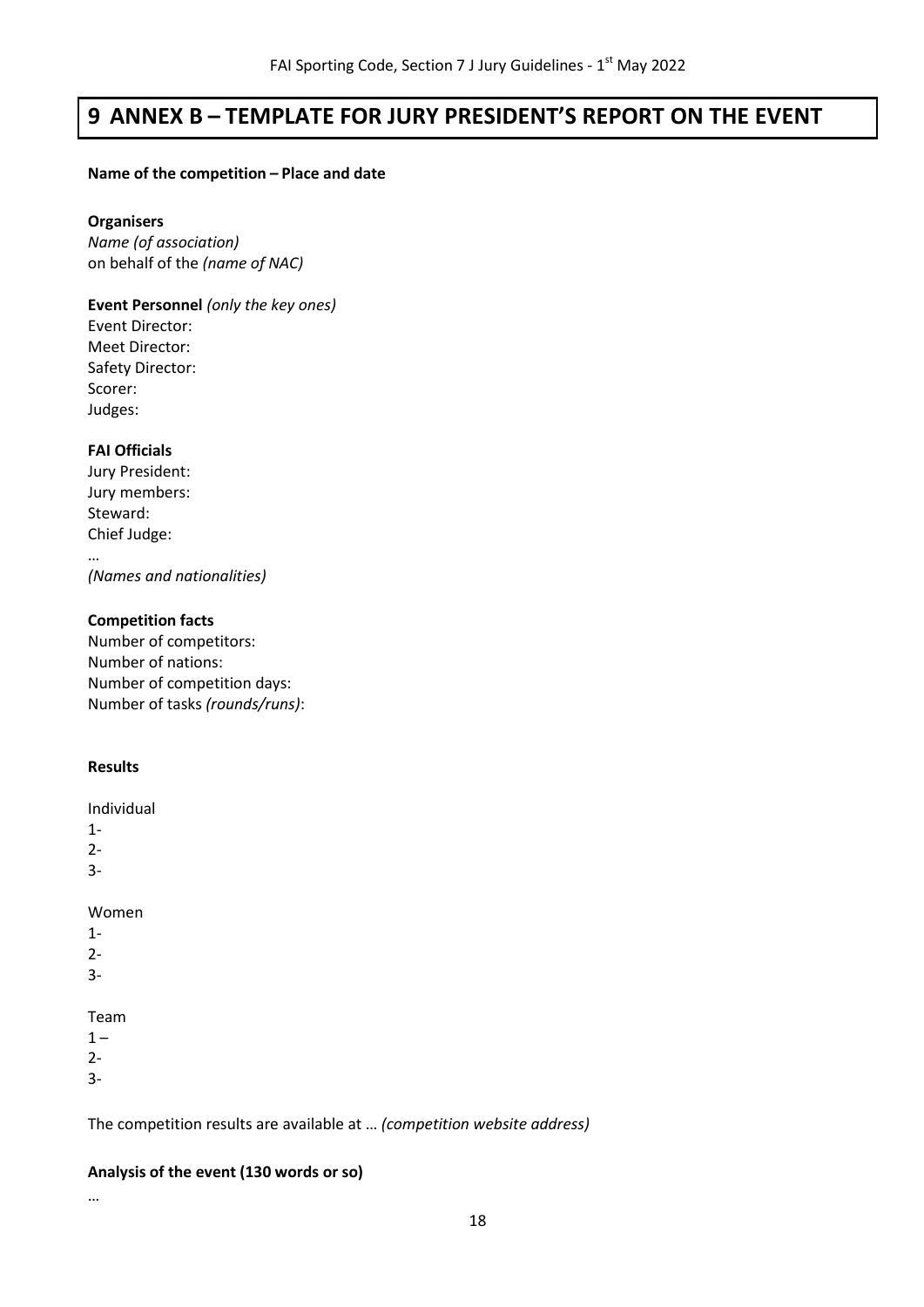# 9 ANNEX B – TEMPLATE FOR JURY PRESIDENT'S REPORT ON THE EVENT

**Name of the competition – Place and date**

**Organisers**
*Name (of association)*
on behalf of the *(name of NAC)*

**Event Personnel** *(only the key ones)*
Event Director:
Meet Director:
Safety Director:
Scorer:
Judges:

**FAI Officials**
Jury President:
Jury members:
Steward:
Chief Judge:
…
*(Names and nationalities)*

**Competition facts**
Number of competitors:
Number of nations:
Number of competition days:
Number of tasks *(rounds/runs)*:

**Results**

Individual
1-
2-
3-

Women
1-
2-
3-

Team
1 –
2-
3-

The competition results are available at … *(competition website address)*

**Analysis of the event (130 words or so)**

…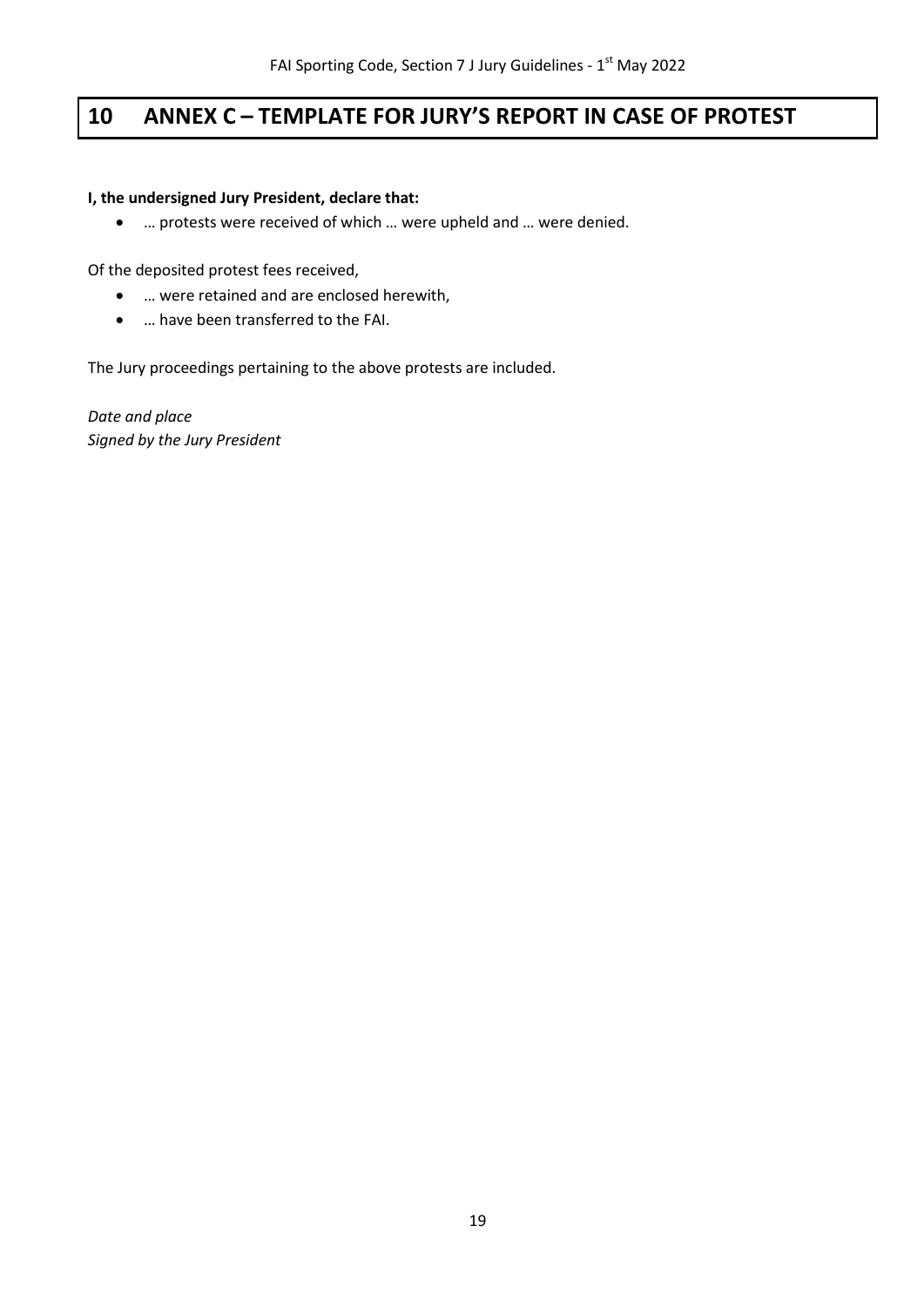# 10 ANNEX C – TEMPLATE FOR JURY'S REPORT IN CASE OF PROTEST

**I, the undersigned Jury President, declare that:**

- … protests were received of which … were upheld and … were denied.

Of the deposited protest fees received,

- … were retained and are enclosed herewith,
- … have been transferred to the FAI.

The Jury proceedings pertaining to the above protests are included.

*Date and place*
*Signed by the Jury President*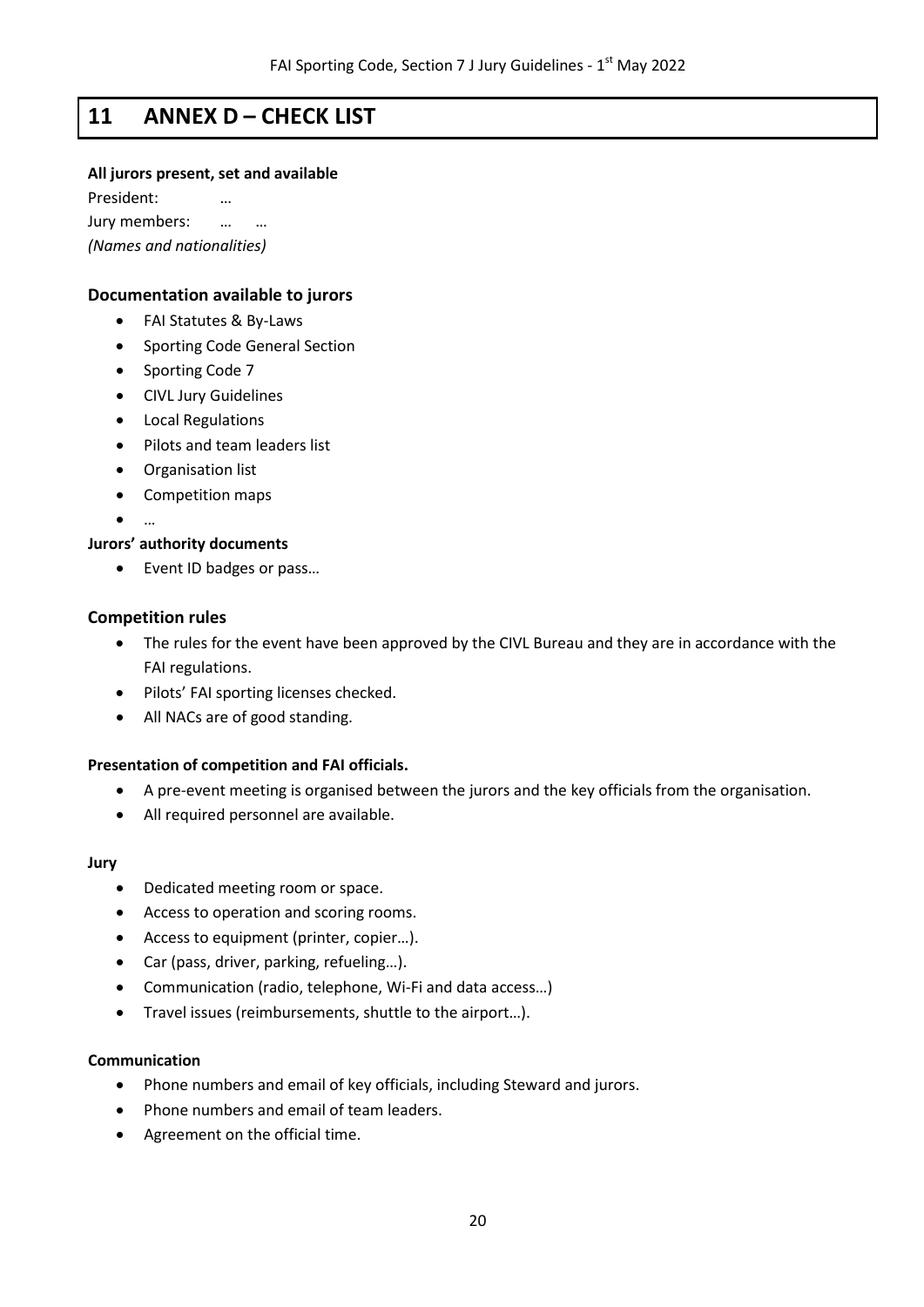# 11 ANNEX D – CHECK LIST

**All jurors present, set and available**

President: …

Jury members: … …

*(Names and nationalities)*

## Documentation available to jurors

- FAI Statutes & By-Laws
- Sporting Code General Section
- Sporting Code 7
- CIVL Jury Guidelines
- Local Regulations
- Pilots and team leaders list
- Organisation list
- Competition maps
- …

**Jurors' authority documents**

- Event ID badges or pass…

## Competition rules

- The rules for the event have been approved by the CIVL Bureau and they are in accordance with the FAI regulations.
- Pilots' FAI sporting licenses checked.
- All NACs are of good standing.

**Presentation of competition and FAI officials.**

- A pre-event meeting is organised between the jurors and the key officials from the organisation.
- All required personnel are available.

**Jury**

- Dedicated meeting room or space.
- Access to operation and scoring rooms.
- Access to equipment (printer, copier…).
- Car (pass, driver, parking, refueling…).
- Communication (radio, telephone, Wi-Fi and data access…)
- Travel issues (reimbursements, shuttle to the airport…).

**Communication**

- Phone numbers and email of key officials, including Steward and jurors.
- Phone numbers and email of team leaders.
- Agreement on the official time.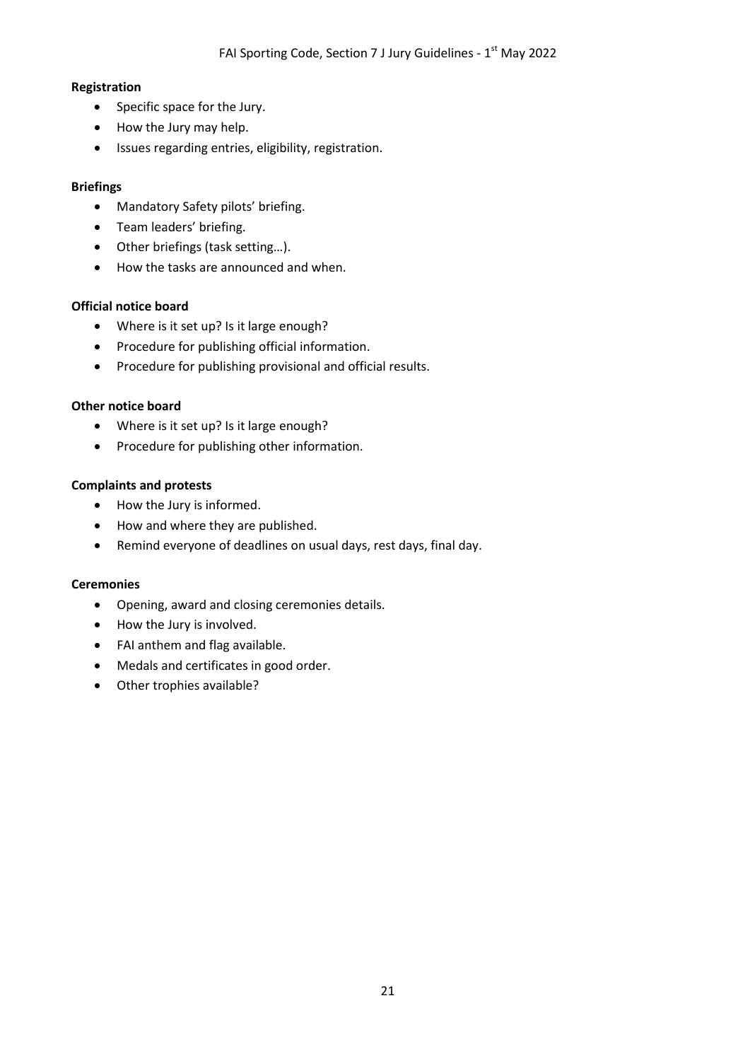**Registration**

- Specific space for the Jury.
- How the Jury may help.
- Issues regarding entries, eligibility, registration.

**Briefings**

- Mandatory Safety pilots' briefing.
- Team leaders' briefing.
- Other briefings (task setting…).
- How the tasks are announced and when.

**Official notice board**

- Where is it set up? Is it large enough?
- Procedure for publishing official information.
- Procedure for publishing provisional and official results.

**Other notice board**

- Where is it set up? Is it large enough?
- Procedure for publishing other information.

**Complaints and protests**

- How the Jury is informed.
- How and where they are published.
- Remind everyone of deadlines on usual days, rest days, final day.

**Ceremonies**

- Opening, award and closing ceremonies details.
- How the Jury is involved.
- FAI anthem and flag available.
- Medals and certificates in good order.
- Other trophies available?